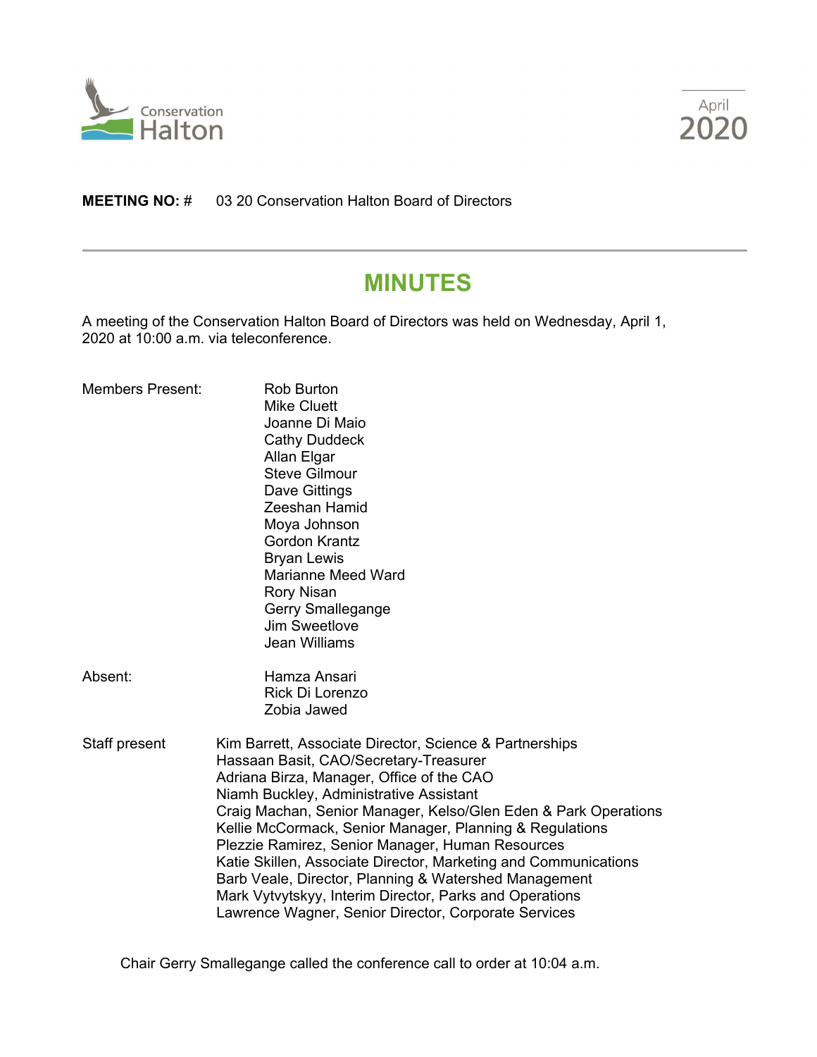Conservation Halton

April 2020

**MEETING NO:** # 03 20 Conservation Halton Board of Directors

# MINUTES

A meeting of the Conservation Halton Board of Directors was held on Wednesday, April 1, 2020 at 10:00 a.m. via teleconference.

Members Present:
Rob Burton
Mike Cluett
Joanne Di Maio
Cathy Duddeck
Allan Elgar
Steve Gilmour
Dave Gittings
Zeeshan Hamid
Moya Johnson
Gordon Krantz
Bryan Lewis
Marianne Meed Ward
Rory Nisan
Gerry Smallegange
Jim Sweetlove
Jean Williams

Absent:
Hamza Ansari
Rick Di Lorenzo
Zobia Jawed

Staff present
Kim Barrett, Associate Director, Science & Partnerships
Hassaan Basit, CAO/Secretary-Treasurer
Adriana Birza, Manager, Office of the CAO
Niamh Buckley, Administrative Assistant
Craig Machan, Senior Manager, Kelso/Glen Eden & Park Operations
Kellie McCormack, Senior Manager, Planning & Regulations
Plezzie Ramirez, Senior Manager, Human Resources
Katie Skillen, Associate Director, Marketing and Communications
Barb Veale, Director, Planning & Watershed Management
Mark Vytvytskyy, Interim Director, Parks and Operations
Lawrence Wagner, Senior Director, Corporate Services

Chair Gerry Smallegange called the conference call to order at 10:04 a.m.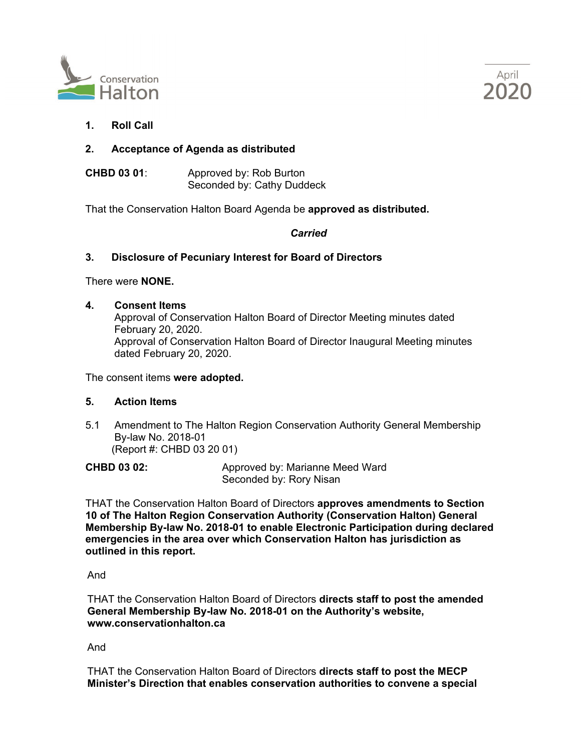1. **Roll Call**

2. **Acceptance of Agenda as distributed**

**CHBD 03 01**: Approved by: Rob Burton
Seconded by: Cathy Duddeck

That the Conservation Halton Board Agenda be **approved as distributed.**

***Carried***

3. **Disclosure of Pecuniary Interest for Board of Directors**

There were **NONE.**

4. **Consent Items**
Approval of Conservation Halton Board of Director Meeting minutes dated February 20, 2020.
Approval of Conservation Halton Board of Director Inaugural Meeting minutes dated February 20, 2020.

The consent items **were adopted.**

5. **Action Items**

5.1 Amendment to The Halton Region Conservation Authority General Membership By-law No. 2018-01
(Report #: CHBD 03 20 01)

**CHBD 03 02:** Approved by: Marianne Meed Ward
Seconded by: Rory Nisan

THAT the Conservation Halton Board of Directors **approves amendments to Section 10 of The Halton Region Conservation Authority (Conservation Halton) General Membership By-law No. 2018-01 to enable Electronic Participation during declared emergencies in the area over which Conservation Halton has jurisdiction as outlined in this report.**

And

THAT the Conservation Halton Board of Directors **directs staff to post the amended General Membership By-law No. 2018-01 on the Authority's website, www.conservationhalton.ca**

And

THAT the Conservation Halton Board of Directors **directs staff to post the MECP Minister's Direction that enables conservation authorities to convene a special**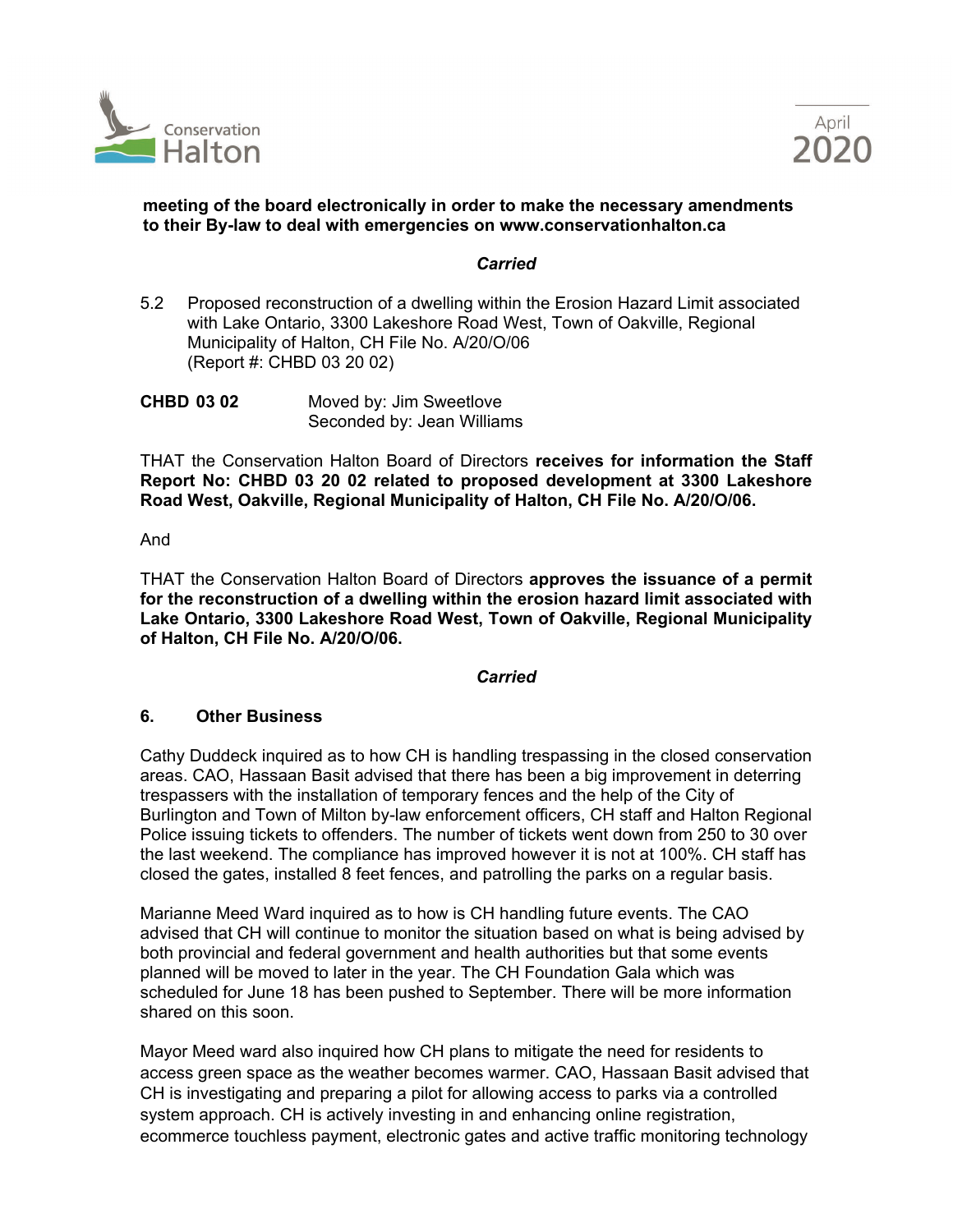**meeting of the board electronically in order to make the necessary amendments to their By-law to deal with emergencies on www.conservationhalton.ca**

***Carried***

5.2 Proposed reconstruction of a dwelling within the Erosion Hazard Limit associated with Lake Ontario, 3300 Lakeshore Road West, Town of Oakville, Regional Municipality of Halton, CH File No. A/20/O/06 (Report #: CHBD 03 20 02)

**CHBD 03 02** Moved by: Jim Sweetlove
Seconded by: Jean Williams

THAT the Conservation Halton Board of Directors **receives for information the Staff Report No: CHBD 03 20 02 related to proposed development at 3300 Lakeshore Road West, Oakville, Regional Municipality of Halton, CH File No. A/20/O/06.**

And

THAT the Conservation Halton Board of Directors **approves the issuance of a permit for the reconstruction of a dwelling within the erosion hazard limit associated with Lake Ontario, 3300 Lakeshore Road West, Town of Oakville, Regional Municipality of Halton, CH File No. A/20/O/06.**

***Carried***

## 6. Other Business

Cathy Duddeck inquired as to how CH is handling trespassing in the closed conservation areas. CAO, Hassaan Basit advised that there has been a big improvement in deterring trespassers with the installation of temporary fences and the help of the City of Burlington and Town of Milton by-law enforcement officers, CH staff and Halton Regional Police issuing tickets to offenders. The number of tickets went down from 250 to 30 over the last weekend. The compliance has improved however it is not at 100%. CH staff has closed the gates, installed 8 feet fences, and patrolling the parks on a regular basis.

Marianne Meed Ward inquired as to how is CH handling future events. The CAO advised that CH will continue to monitor the situation based on what is being advised by both provincial and federal government and health authorities but that some events planned will be moved to later in the year. The CH Foundation Gala which was scheduled for June 18 has been pushed to September. There will be more information shared on this soon.

Mayor Meed ward also inquired how CH plans to mitigate the need for residents to access green space as the weather becomes warmer. CAO, Hassaan Basit advised that CH is investigating and preparing a pilot for allowing access to parks via a controlled system approach. CH is actively investing in and enhancing online registration, ecommerce touchless payment, electronic gates and active traffic monitoring technology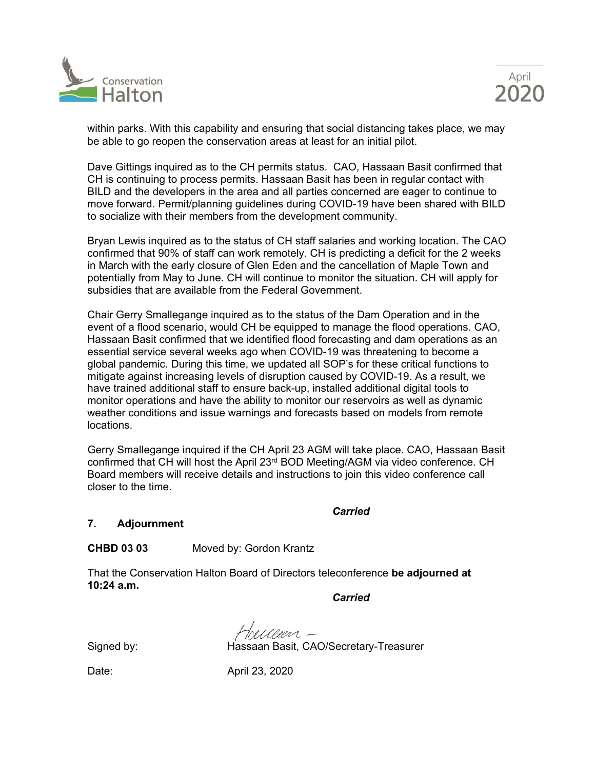within parks. With this capability and ensuring that social distancing takes place, we may be able to go reopen the conservation areas at least for an initial pilot.

Dave Gittings inquired as to the CH permits status. CAO, Hassaan Basit confirmed that CH is continuing to process permits. Hassaan Basit has been in regular contact with BILD and the developers in the area and all parties concerned are eager to continue to move forward. Permit/planning guidelines during COVID-19 have been shared with BILD to socialize with their members from the development community.

Bryan Lewis inquired as to the status of CH staff salaries and working location. The CAO confirmed that 90% of staff can work remotely. CH is predicting a deficit for the 2 weeks in March with the early closure of Glen Eden and the cancellation of Maple Town and potentially from May to June. CH will continue to monitor the situation. CH will apply for subsidies that are available from the Federal Government.

Chair Gerry Smallegange inquired as to the status of the Dam Operation and in the event of a flood scenario, would CH be equipped to manage the flood operations. CAO, Hassaan Basit confirmed that we identified flood forecasting and dam operations as an essential service several weeks ago when COVID-19 was threatening to become a global pandemic. During this time, we updated all SOP's for these critical functions to mitigate against increasing levels of disruption caused by COVID-19. As a result, we have trained additional staff to ensure back-up, installed additional digital tools to monitor operations and have the ability to monitor our reservoirs as well as dynamic weather conditions and issue warnings and forecasts based on models from remote locations.

Gerry Smallegange inquired if the CH April 23 AGM will take place. CAO, Hassaan Basit confirmed that CH will host the April 23rd BOD Meeting/AGM via video conference. CH Board members will receive details and instructions to join this video conference call closer to the time.

***Carried***

## 7. Adjournment

**CHBD 03 03** Moved by: Gordon Krantz

That the Conservation Halton Board of Directors teleconference **be adjourned at 10:24 a.m.**

***Carried***

Signed by: Hassaan Basit, CAO/Secretary-Treasurer

Date: April 23, 2020